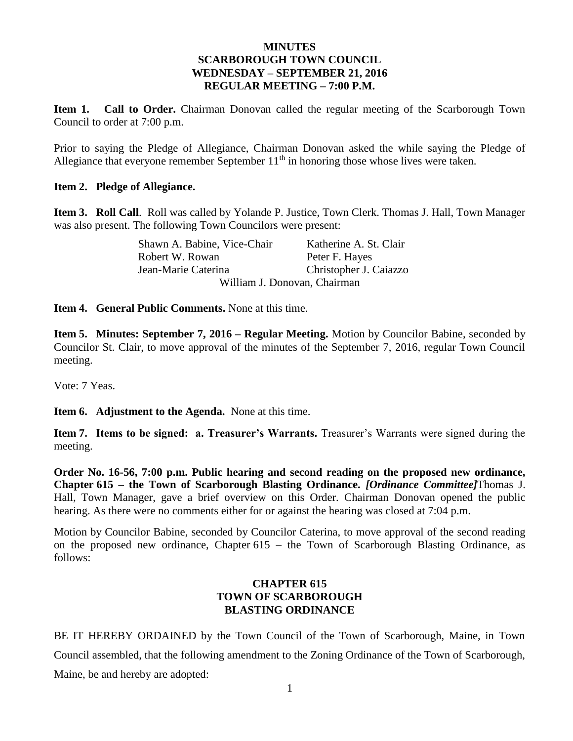# MINUTES
## SCARBOROUGH TOWN COUNCIL
## WEDNESDAY – SEPTEMBER 21, 2016
## REGULAR MEETING – 7:00 P.M.

**Item 1. Call to Order.** Chairman Donovan called the regular meeting of the Scarborough Town Council to order at 7:00 p.m.

Prior to saying the Pledge of Allegiance, Chairman Donovan asked the while saying the Pledge of Allegiance that everyone remember September 11th in honoring those whose lives were taken.

**Item 2. Pledge of Allegiance.**

**Item 3. Roll Call**. Roll was called by Yolande P. Justice, Town Clerk. Thomas J. Hall, Town Manager was also present. The following Town Councilors were present:

Shawn A. Babine, Vice-Chair
Katherine A. St. Clair
Robert W. Rowan
Peter F. Hayes
Jean-Marie Caterina
Christopher J. Caiazzo
William J. Donovan, Chairman

**Item 4. General Public Comments.** None at this time.

**Item 5. Minutes: September 7, 2016 – Regular Meeting.** Motion by Councilor Babine, seconded by Councilor St. Clair, to move approval of the minutes of the September 7, 2016, regular Town Council meeting.

Vote: 7 Yeas.

**Item 6. Adjustment to the Agenda.** None at this time.

**Item 7. Items to be signed: a. Treasurer's Warrants.** Treasurer's Warrants were signed during the meeting.

**Order No. 16-56, 7:00 p.m. Public hearing and second reading on the proposed new ordinance, Chapter 615 – the Town of Scarborough Blasting Ordinance.** ***[Ordinance Committee]*** Thomas J. Hall, Town Manager, gave a brief overview on this Order. Chairman Donovan opened the public hearing. As there were no comments either for or against the hearing was closed at 7:04 p.m.

Motion by Councilor Babine, seconded by Councilor Caterina, to move approval of the second reading on the proposed new ordinance, Chapter 615 – the Town of Scarborough Blasting Ordinance, as follows:

## CHAPTER 615
## TOWN OF SCARBOROUGH
## BLASTING ORDINANCE

BE IT HEREBY ORDAINED by the Town Council of the Town of Scarborough, Maine, in Town Council assembled, that the following amendment to the Zoning Ordinance of the Town of Scarborough, Maine, be and hereby are adopted: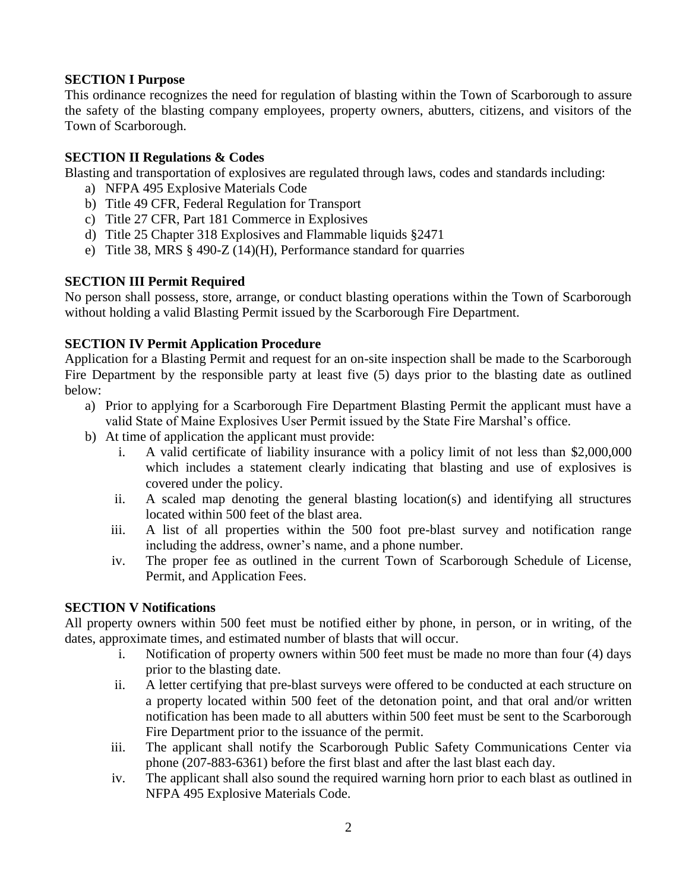**SECTION I Purpose**

This ordinance recognizes the need for regulation of blasting within the Town of Scarborough to assure the safety of the blasting company employees, property owners, abutters, citizens, and visitors of the Town of Scarborough.

**SECTION II Regulations & Codes**

Blasting and transportation of explosives are regulated through laws, codes and standards including:

a) NFPA 495 Explosive Materials Code
b) Title 49 CFR, Federal Regulation for Transport
c) Title 27 CFR, Part 181 Commerce in Explosives
d) Title 25 Chapter 318 Explosives and Flammable liquids §2471
e) Title 38, MRS § 490-Z (14)(H), Performance standard for quarries

**SECTION III Permit Required**

No person shall possess, store, arrange, or conduct blasting operations within the Town of Scarborough without holding a valid Blasting Permit issued by the Scarborough Fire Department.

**SECTION IV Permit Application Procedure**

Application for a Blasting Permit and request for an on-site inspection shall be made to the Scarborough Fire Department by the responsible party at least five (5) days prior to the blasting date as outlined below:

a) Prior to applying for a Scarborough Fire Department Blasting Permit the applicant must have a valid State of Maine Explosives User Permit issued by the State Fire Marshal's office.
b) At time of application the applicant must provide:
   i. A valid certificate of liability insurance with a policy limit of not less than $2,000,000 which includes a statement clearly indicating that blasting and use of explosives is covered under the policy.
   ii. A scaled map denoting the general blasting location(s) and identifying all structures located within 500 feet of the blast area.
   iii. A list of all properties within the 500 foot pre-blast survey and notification range including the address, owner's name, and a phone number.
   iv. The proper fee as outlined in the current Town of Scarborough Schedule of License, Permit, and Application Fees.

**SECTION V Notifications**

All property owners within 500 feet must be notified either by phone, in person, or in writing, of the dates, approximate times, and estimated number of blasts that will occur.

i. Notification of property owners within 500 feet must be made no more than four (4) days prior to the blasting date.
ii. A letter certifying that pre-blast surveys were offered to be conducted at each structure on a property located within 500 feet of the detonation point, and that oral and/or written notification has been made to all abutters within 500 feet must be sent to the Scarborough Fire Department prior to the issuance of the permit.
iii. The applicant shall notify the Scarborough Public Safety Communications Center via phone (207-883-6361) before the first blast and after the last blast each day.
iv. The applicant shall also sound the required warning horn prior to each blast as outlined in NFPA 495 Explosive Materials Code.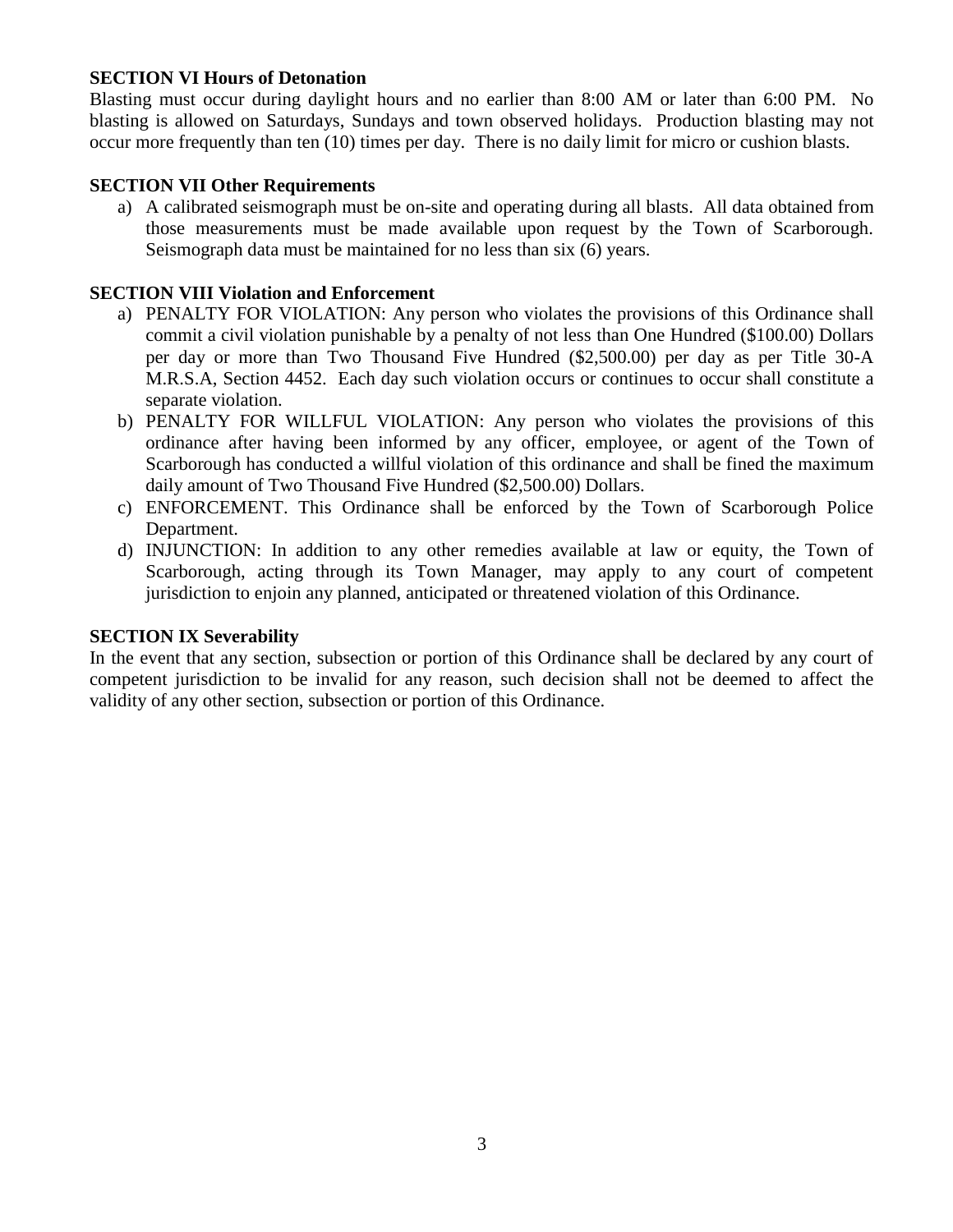**SECTION VI Hours of Detonation**

Blasting must occur during daylight hours and no earlier than 8:00 AM or later than 6:00 PM. No blasting is allowed on Saturdays, Sundays and town observed holidays. Production blasting may not occur more frequently than ten (10) times per day. There is no daily limit for micro or cushion blasts.

**SECTION VII Other Requirements**

a) A calibrated seismograph must be on-site and operating during all blasts. All data obtained from those measurements must be made available upon request by the Town of Scarborough. Seismograph data must be maintained for no less than six (6) years.

**SECTION VIII Violation and Enforcement**

a) PENALTY FOR VIOLATION: Any person who violates the provisions of this Ordinance shall commit a civil violation punishable by a penalty of not less than One Hundred ($100.00) Dollars per day or more than Two Thousand Five Hundred ($2,500.00) per day as per Title 30-A M.R.S.A, Section 4452. Each day such violation occurs or continues to occur shall constitute a separate violation.

b) PENALTY FOR WILLFUL VIOLATION: Any person who violates the provisions of this ordinance after having been informed by any officer, employee, or agent of the Town of Scarborough has conducted a willful violation of this ordinance and shall be fined the maximum daily amount of Two Thousand Five Hundred ($2,500.00) Dollars.

c) ENFORCEMENT. This Ordinance shall be enforced by the Town of Scarborough Police Department.

d) INJUNCTION: In addition to any other remedies available at law or equity, the Town of Scarborough, acting through its Town Manager, may apply to any court of competent jurisdiction to enjoin any planned, anticipated or threatened violation of this Ordinance.

**SECTION IX Severability**

In the event that any section, subsection or portion of this Ordinance shall be declared by any court of competent jurisdiction to be invalid for any reason, such decision shall not be deemed to affect the validity of any other section, subsection or portion of this Ordinance.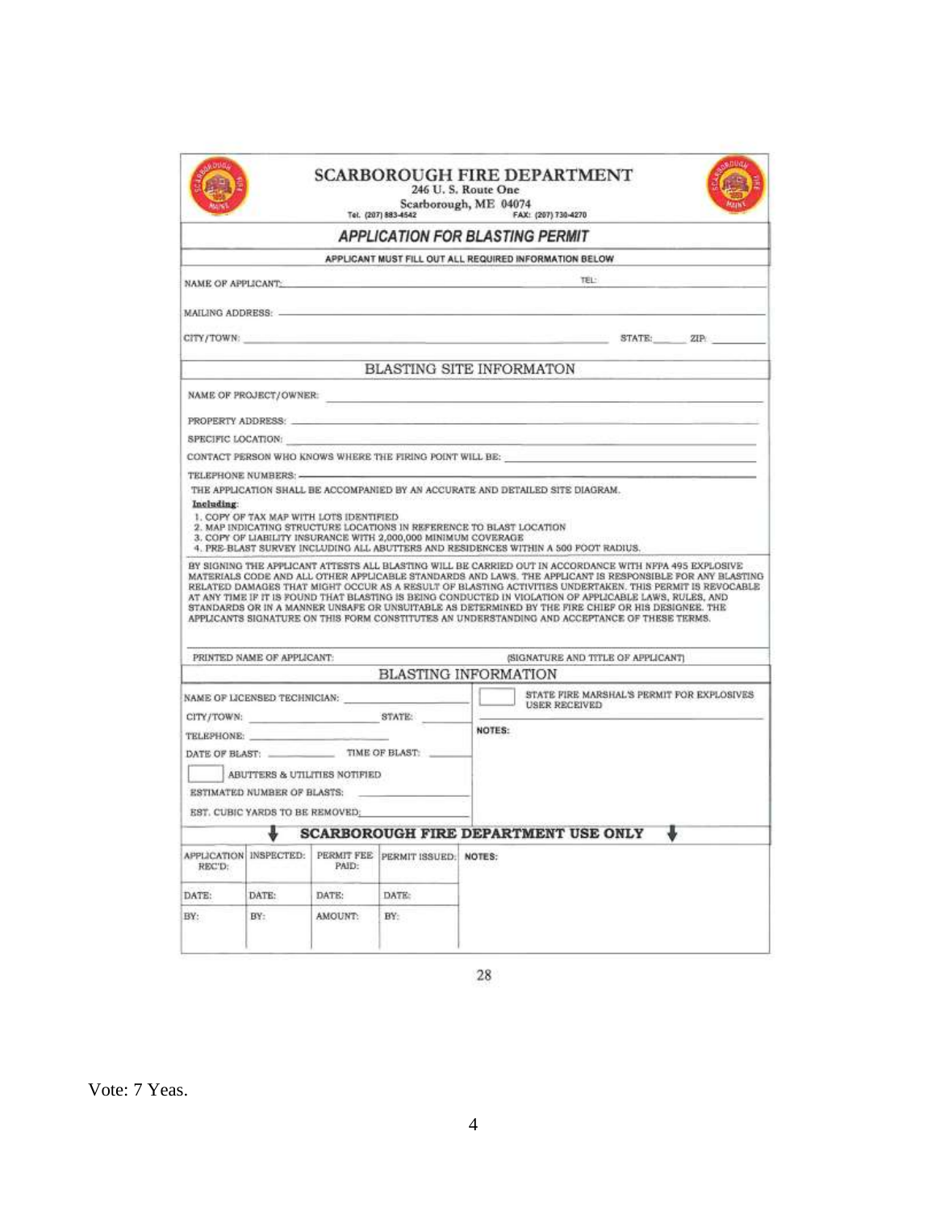# SCARBOROUGH FIRE DEPARTMENT

246 U. S. Route One
Scarborough, ME 04074
Tel. (207) 883-4542 FAX: (207) 730-4270

## APPLICATION FOR BLASTING PERMIT

APPLICANT MUST FILL OUT ALL REQUIRED INFORMATION BELOW

NAME OF APPLICANT: ______ TEL: ______

MAILING ADDRESS: ______

CITY/TOWN: ______ STATE: ______ ZIP: ______

### BLASTING SITE INFORMATON

NAME OF PROJECT/OWNER: ______

PROPERTY ADDRESS: ______

SPECIFIC LOCATION: ______

CONTACT PERSON WHO KNOWS WHERE THE FIRING POINT WILL BE: ______

TELEPHONE NUMBERS: ______

THE APPLICATION SHALL BE ACCOMPANIED BY AN ACCURATE AND DETAILED SITE DIAGRAM.

**Including**:

1. COPY OF TAX MAP WITH LOTS IDENTIFIED
2. MAP INDICATING STRUCTURE LOCATIONS IN REFERENCE TO BLAST LOCATION
3. COPY OF LIABILITY INSURANCE WITH 2,000,000 MINIMUM COVERAGE
4. PRE-BLAST SURVEY INCLUDING ALL ABUTTERS AND RESIDENCES WITHIN A 500 FOOT RADIUS.

BY SIGNING THE APPLICANT ATTESTS ALL BLASTING WILL BE CARRIED OUT IN ACCORDANCE WITH NFPA 495 EXPLOSIVE MATERIALS CODE AND ALL OTHER APPLICABLE STANDARDS AND LAWS. THE APPLICANT IS RESPONSIBLE FOR ANY BLASTING RELATED DAMAGES THAT MIGHT OCCUR AS A RESULT OF BLASTING ACTIVITIES UNDERTAKEN. THIS PERMIT IS REVOCABLE AT ANY TIME IF IT IS FOUND THAT BLASTING IS BEING CONDUCTED IN VIOLATION OF APPLICABLE LAWS, RULES, AND STANDARDS OR IN A MANNER UNSAFE OR UNSUITABLE AS DETERMINED BY THE FIRE CHIEF OR HIS DESIGNEE. THE APPLICANTS SIGNATURE ON THIS FORM CONSTITUTES AN UNDERSTANDING AND ACCEPTANCE OF THESE TERMS.

PRINTED NAME OF APPLICANT: ______ (SIGNATURE AND TITLE OF APPLICANT) ______

### BLASTING INFORMATION

NAME OF LICENSED TECHNICIAN: ______

CITY/TOWN: ______ STATE: ______

TELEPHONE: ______

DATE OF BLAST: ______ TIME OF BLAST: ______

☐ ABUTTERS & UTILITIES NOTIFIED

ESTIMATED NUMBER OF BLASTS: ______

EST. CUBIC YARDS TO BE REMOVED: ______

☐ STATE FIRE MARSHAL'S PERMIT FOR EXPLOSIVES USER RECEIVED

NOTES:

### SCARBOROUGH FIRE DEPARTMENT USE ONLY

| APPLICATION REC'D: | INSPECTED: | PERMIT FEE PAID: | PERMIT ISSUED: | NOTES: |
|---|---|---|---|---|
| DATE: | DATE: | DATE: | DATE: | |
| BY: | BY: | AMOUNT: | BY: | |

Vote: 7 Yeas.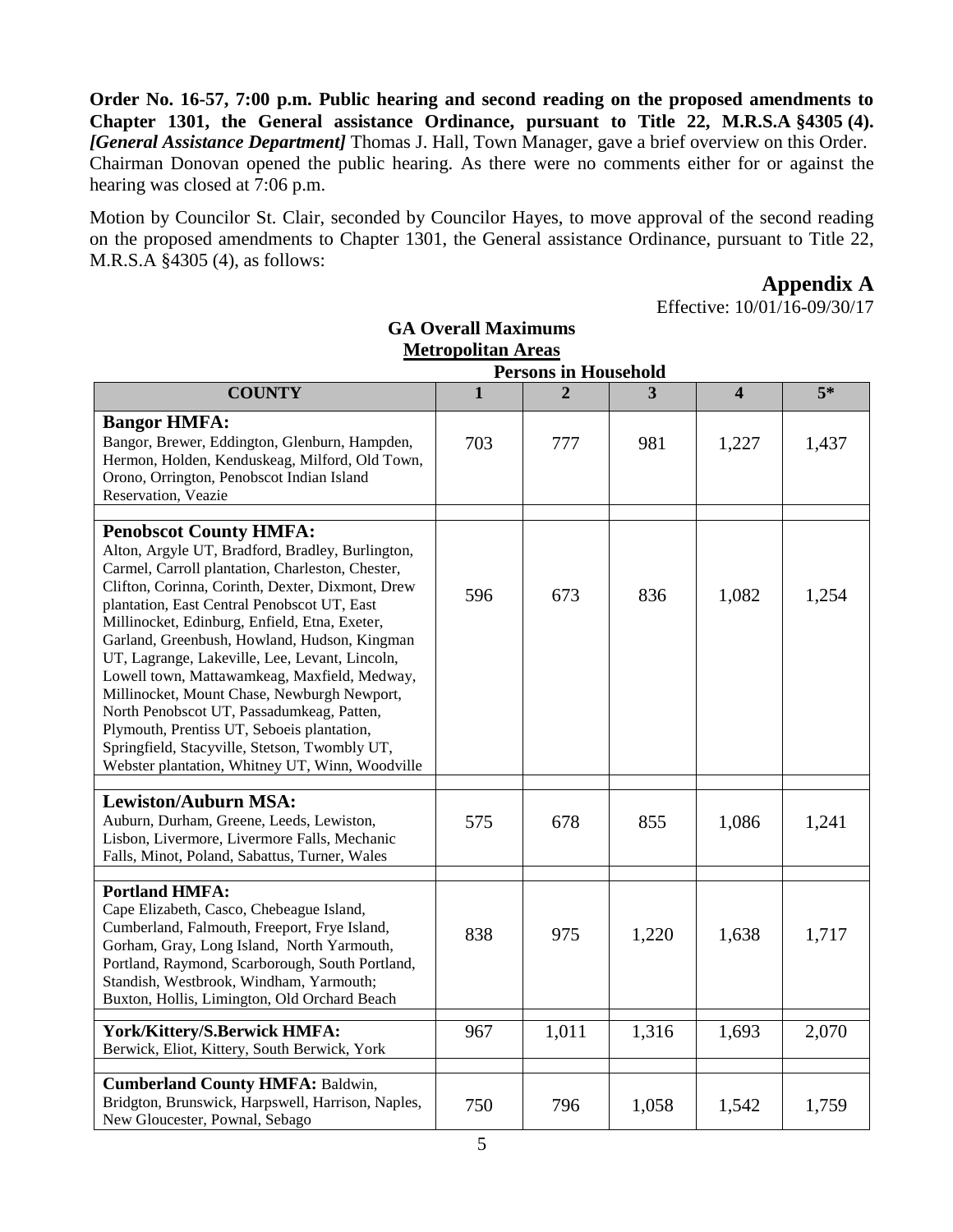**Order No. 16-57, 7:00 p.m. Public hearing and second reading on the proposed amendments to Chapter 1301, the General assistance Ordinance, pursuant to Title 22, M.R.S.A §4305 (4).** ***[General Assistance Department]*** Thomas J. Hall, Town Manager, gave a brief overview on this Order. Chairman Donovan opened the public hearing. As there were no comments either for or against the hearing was closed at 7:06 p.m.

Motion by Councilor St. Clair, seconded by Councilor Hayes, to move approval of the second reading on the proposed amendments to Chapter 1301, the General assistance Ordinance, pursuant to Title 22, M.R.S.A §4305 (4), as follows:

## Appendix A

Effective: 10/01/16-09/30/17

### GA Overall Maximums

**Metropolitan Areas**

| | Persons in Household | | | | |
|---|---|---|---|---|---|
| **COUNTY** | **1** | **2** | **3** | **4** | **5*** |
| **Bangor HMFA:** Bangor, Brewer, Eddington, Glenburn, Hampden, Hermon, Holden, Kenduskeag, Milford, Old Town, Orono, Orrington, Penobscot Indian Island Reservation, Veazie | 703 | 777 | 981 | 1,227 | 1,437 |
| **Penobscot County HMFA:** Alton, Argyle UT, Bradford, Bradley, Burlington, Carmel, Carroll plantation, Charleston, Chester, Clifton, Corinna, Corinth, Dexter, Dixmont, Drew plantation, East Central Penobscot UT, East Millinocket, Edinburg, Enfield, Etna, Exeter, Garland, Greenbush, Howland, Hudson, Kingman UT, Lagrange, Lakeville, Lee, Levant, Lincoln, Lowell town, Mattawamkeag, Maxfield, Medway, Millinocket, Mount Chase, Newburgh Newport, North Penobscot UT, Passadumkeag, Patten, Plymouth, Prentiss UT, Seboeis plantation, Springfield, Stacyville, Stetson, Twombly UT, Webster plantation, Whitney UT, Winn, Woodville | 596 | 673 | 836 | 1,082 | 1,254 |
| **Lewiston/Auburn MSA:** Auburn, Durham, Greene, Leeds, Lewiston, Lisbon, Livermore, Livermore Falls, Mechanic Falls, Minot, Poland, Sabattus, Turner, Wales | 575 | 678 | 855 | 1,086 | 1,241 |
| **Portland HMFA:** Cape Elizabeth, Casco, Chebeague Island, Cumberland, Falmouth, Freeport, Frye Island, Gorham, Gray, Long Island, North Yarmouth, Portland, Raymond, Scarborough, South Portland, Standish, Westbrook, Windham, Yarmouth; Buxton, Hollis, Limington, Old Orchard Beach | 838 | 975 | 1,220 | 1,638 | 1,717 |
| **York/Kittery/S.Berwick HMFA:** Berwick, Eliot, Kittery, South Berwick, York | 967 | 1,011 | 1,316 | 1,693 | 2,070 |
| **Cumberland County HMFA:** Baldwin, Bridgton, Brunswick, Harpswell, Harrison, Naples, New Gloucester, Pownal, Sebago | 750 | 796 | 1,058 | 1,542 | 1,759 |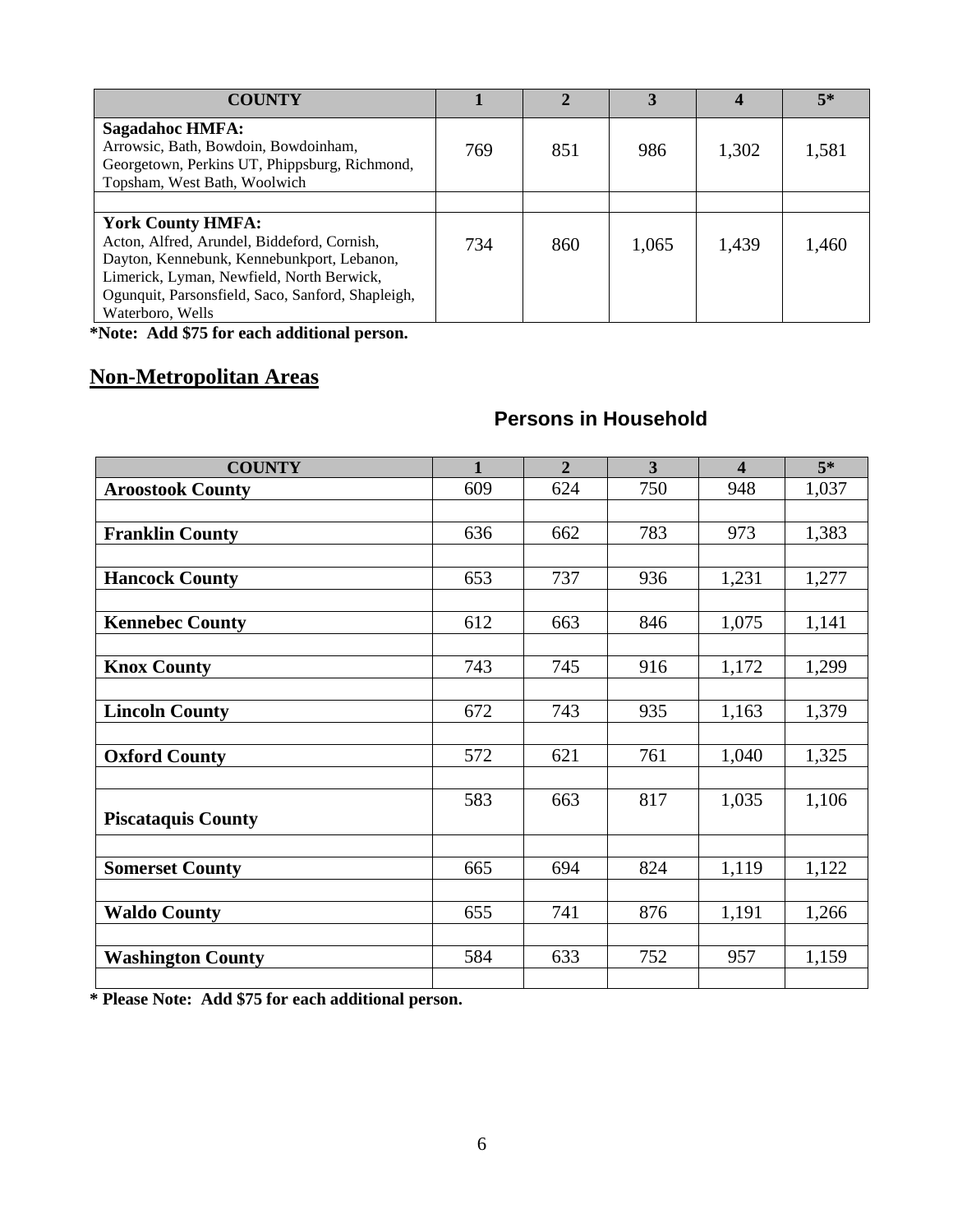| COUNTY | 1 | 2 | 3 | 4 | 5* |
|---|---|---|---|---|---|
| **Sagadahoc HMFA:** Arrowsic, Bath, Bowdoin, Bowdoinham, Georgetown, Perkins UT, Phippsburg, Richmond, Topsham, West Bath, Woolwich | 769 | 851 | 986 | 1,302 | 1,581 |
| | | | | | |
| **York County HMFA:** Acton, Alfred, Arundel, Biddeford, Cornish, Dayton, Kennebunk, Kennebunkport, Lebanon, Limerick, Lyman, Newfield, North Berwick, Ogunquit, Parsonsfield, Saco, Sanford, Shapleigh, Waterboro, Wells | 734 | 860 | 1,065 | 1,439 | 1,460 |

**\*Note: Add $75 for each additional person.**

## Non-Metropolitan Areas

### Persons in Household

| COUNTY | 1 | 2 | 3 | 4 | 5* |
|---|---|---|---|---|---|
| **Aroostook County** | 609 | 624 | 750 | 948 | 1,037 |
| | | | | | |
| **Franklin County** | 636 | 662 | 783 | 973 | 1,383 |
| | | | | | |
| **Hancock County** | 653 | 737 | 936 | 1,231 | 1,277 |
| | | | | | |
| **Kennebec County** | 612 | 663 | 846 | 1,075 | 1,141 |
| | | | | | |
| **Knox County** | 743 | 745 | 916 | 1,172 | 1,299 |
| | | | | | |
| **Lincoln County** | 672 | 743 | 935 | 1,163 | 1,379 |
| | | | | | |
| **Oxford County** | 572 | 621 | 761 | 1,040 | 1,325 |
| | | | | | |
| **Piscataquis County** | 583 | 663 | 817 | 1,035 | 1,106 |
| | | | | | |
| **Somerset County** | 665 | 694 | 824 | 1,119 | 1,122 |
| | | | | | |
| **Waldo County** | 655 | 741 | 876 | 1,191 | 1,266 |
| | | | | | |
| **Washington County** | 584 | 633 | 752 | 957 | 1,159 |
| | | | | | |

**\* Please Note: Add $75 for each additional person.**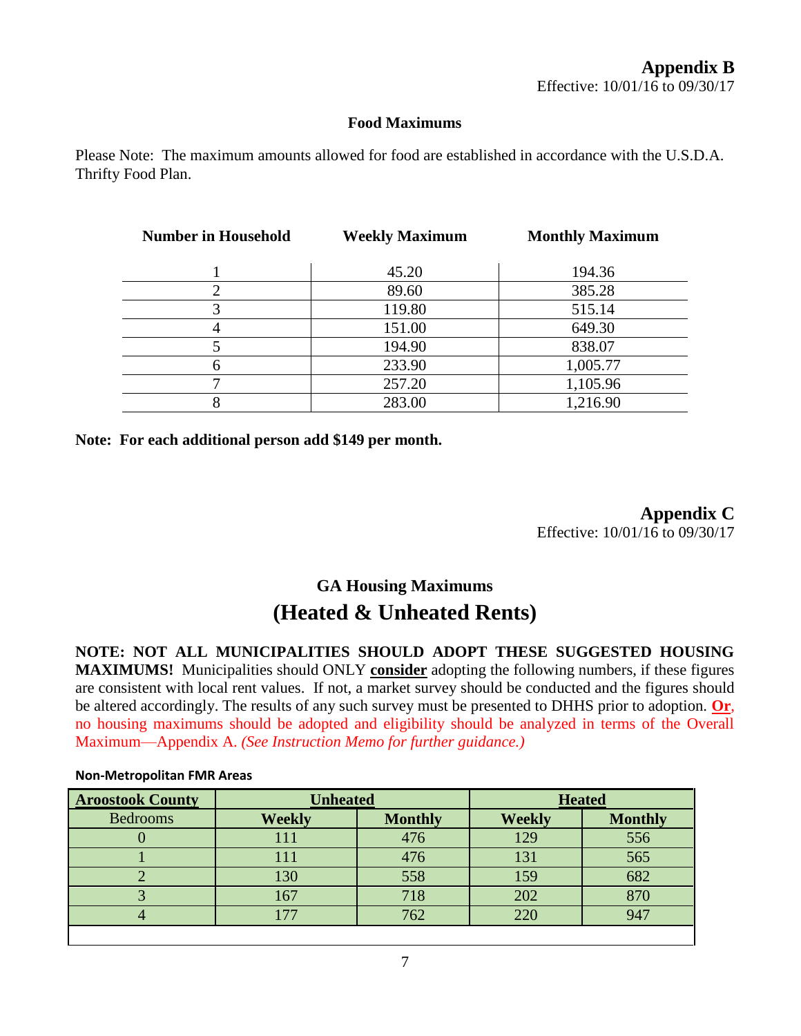## Appendix B

Effective: 10/01/16 to 09/30/17

### Food Maximums

Please Note: The maximum amounts allowed for food are established in accordance with the U.S.D.A. Thrifty Food Plan.

| Number in Household | Weekly Maximum | Monthly Maximum |
|---|---|---|
| 1 | 45.20 | 194.36 |
| 2 | 89.60 | 385.28 |
| 3 | 119.80 | 515.14 |
| 4 | 151.00 | 649.30 |
| 5 | 194.90 | 838.07 |
| 6 | 233.90 | 1,005.77 |
| 7 | 257.20 | 1,105.96 |
| 8 | 283.00 | 1,216.90 |

**Note: For each additional person add $149 per month.**

## Appendix C

Effective: 10/01/16 to 09/30/17

### GA Housing Maximums

### (Heated & Unheated Rents)

**NOTE: NOT ALL MUNICIPALITIES SHOULD ADOPT THESE SUGGESTED HOUSING MAXIMUMS!** Municipalities should ONLY **consider** adopting the following numbers, if these figures are consistent with local rent values. If not, a market survey should be conducted and the figures should be altered accordingly. The results of any such survey must be presented to DHHS prior to adoption. **Or**, no housing maximums should be adopted and eligibility should be analyzed in terms of the Overall Maximum—Appendix A. *(See Instruction Memo for further guidance.)*

**Non-Metropolitan FMR Areas**

| **Aroostook County** | **Unheated** | | **Heated** | |
|---|---|---|---|---|
| Bedrooms | **Weekly** | **Monthly** | **Weekly** | **Monthly** |
| 0 | 111 | 476 | 129 | 556 |
| 1 | 111 | 476 | 131 | 565 |
| 2 | 130 | 558 | 159 | 682 |
| 3 | 167 | 718 | 202 | 870 |
| 4 | 177 | 762 | 220 | 947 |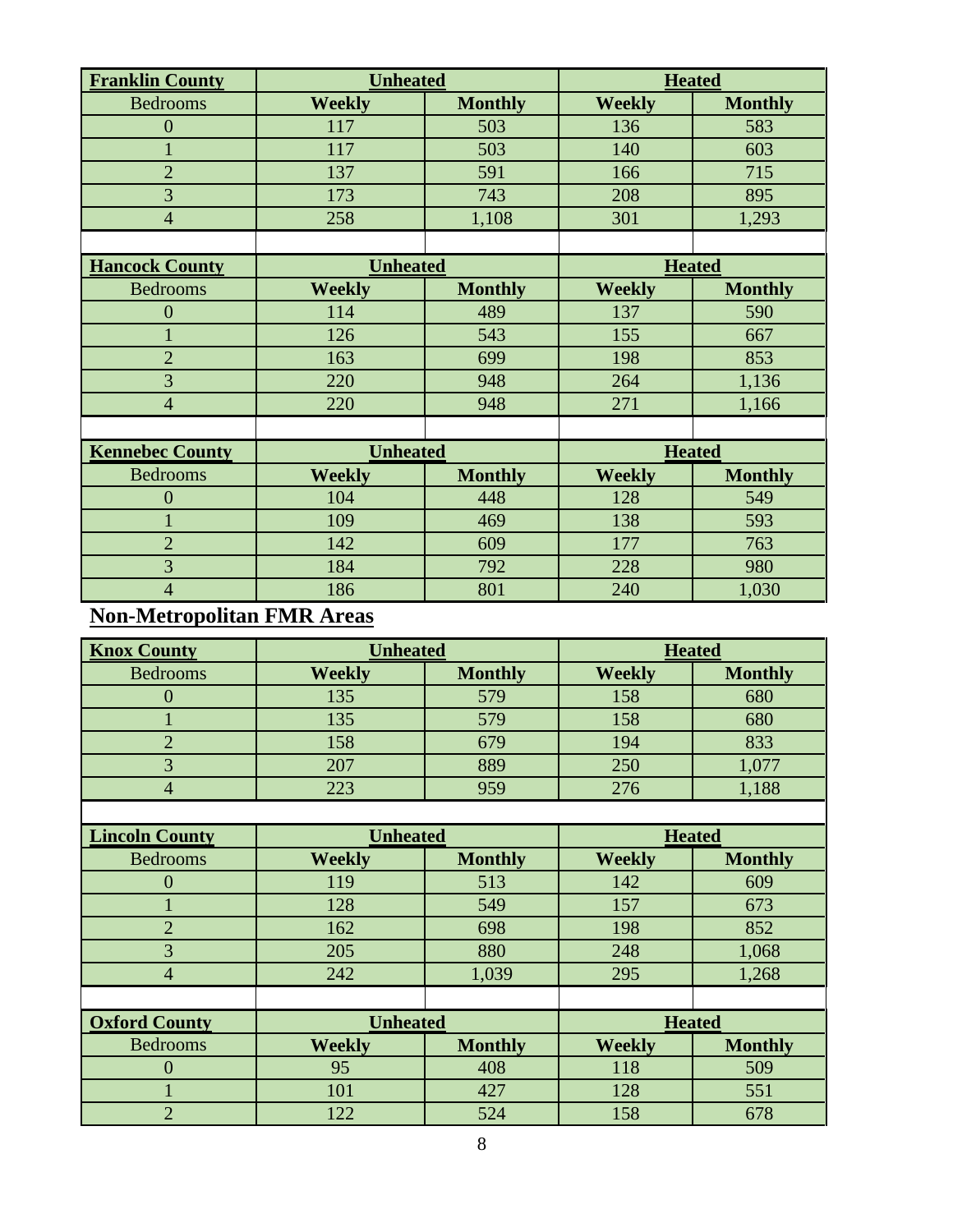| Franklin County | Unheated | | Heated | |
|---|---|---|---|---|
| Bedrooms | Weekly | Monthly | Weekly | Monthly |
| 0 | 117 | 503 | 136 | 583 |
| 1 | 117 | 503 | 140 | 603 |
| 2 | 137 | 591 | 166 | 715 |
| 3 | 173 | 743 | 208 | 895 |
| 4 | 258 | 1,108 | 301 | 1,293 |

| Hancock County | Unheated | | Heated | |
|---|---|---|---|---|
| Bedrooms | Weekly | Monthly | Weekly | Monthly |
| 0 | 114 | 489 | 137 | 590 |
| 1 | 126 | 543 | 155 | 667 |
| 2 | 163 | 699 | 198 | 853 |
| 3 | 220 | 948 | 264 | 1,136 |
| 4 | 220 | 948 | 271 | 1,166 |

| Kennebec County | Unheated | | Heated | |
|---|---|---|---|---|
| Bedrooms | Weekly | Monthly | Weekly | Monthly |
| 0 | 104 | 448 | 128 | 549 |
| 1 | 109 | 469 | 138 | 593 |
| 2 | 142 | 609 | 177 | 763 |
| 3 | 184 | 792 | 228 | 980 |
| 4 | 186 | 801 | 240 | 1,030 |

## Non-Metropolitan FMR Areas

| Knox County | Unheated | | Heated | |
|---|---|---|---|---|
| Bedrooms | Weekly | Monthly | Weekly | Monthly |
| 0 | 135 | 579 | 158 | 680 |
| 1 | 135 | 579 | 158 | 680 |
| 2 | 158 | 679 | 194 | 833 |
| 3 | 207 | 889 | 250 | 1,077 |
| 4 | 223 | 959 | 276 | 1,188 |

| Lincoln County | Unheated | | Heated | |
|---|---|---|---|---|
| Bedrooms | Weekly | Monthly | Weekly | Monthly |
| 0 | 119 | 513 | 142 | 609 |
| 1 | 128 | 549 | 157 | 673 |
| 2 | 162 | 698 | 198 | 852 |
| 3 | 205 | 880 | 248 | 1,068 |
| 4 | 242 | 1,039 | 295 | 1,268 |

| Oxford County | Unheated | | Heated | |
|---|---|---|---|---|
| Bedrooms | Weekly | Monthly | Weekly | Monthly |
| 0 | 95 | 408 | 118 | 509 |
| 1 | 101 | 427 | 128 | 551 |
| 2 | 122 | 524 | 158 | 678 |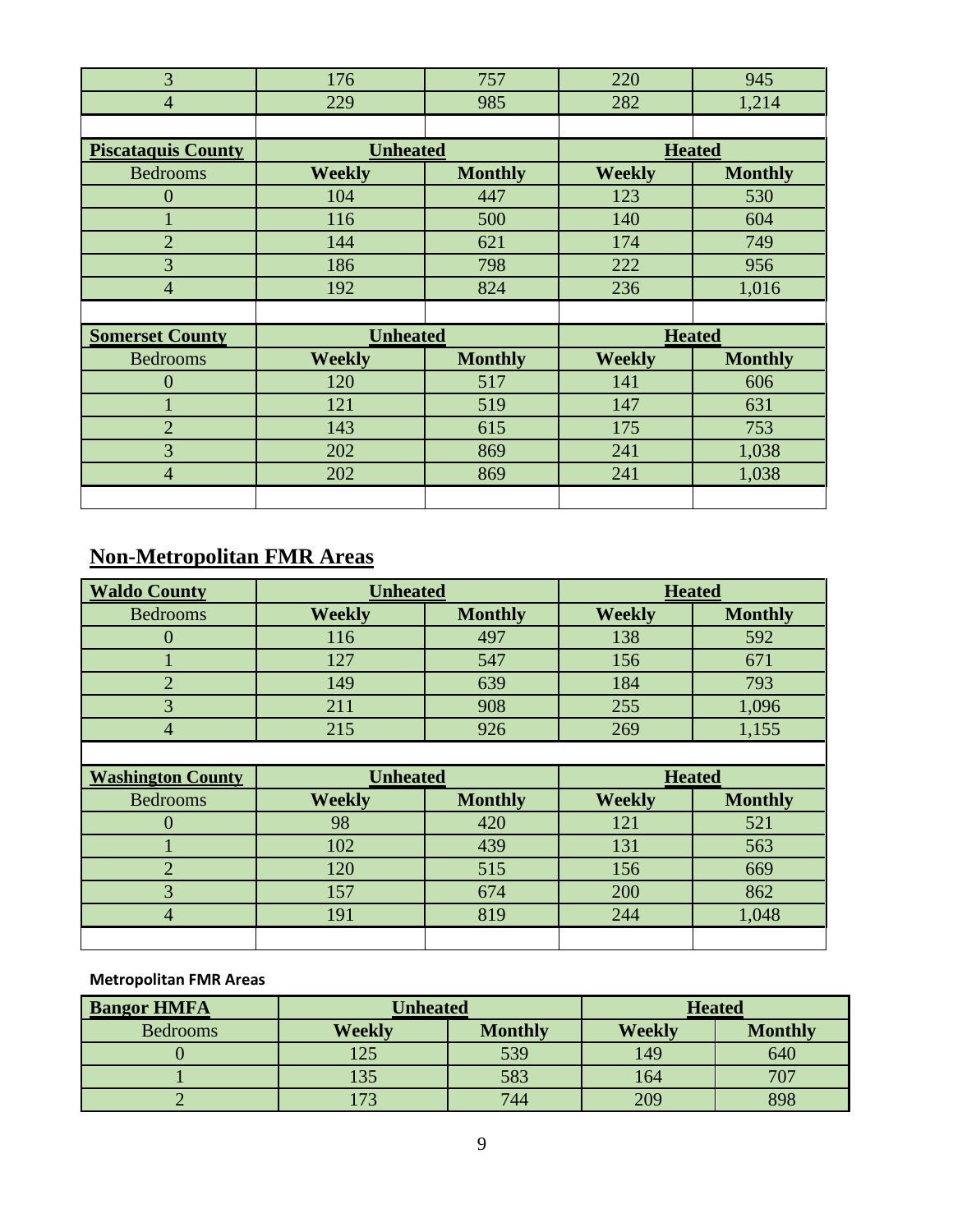| | | | | |
|---|---|---|---|---|
| 3 | 176 | 757 | 220 | 945 |
| 4 | 229 | 985 | 282 | 1,214 |

| **Piscataquis County** | **Unheated** | | **Heated** | |
|---|---|---|---|---|
| Bedrooms | **Weekly** | **Monthly** | **Weekly** | **Monthly** |
| 0 | 104 | 447 | 123 | 530 |
| 1 | 116 | 500 | 140 | 604 |
| 2 | 144 | 621 | 174 | 749 |
| 3 | 186 | 798 | 222 | 956 |
| 4 | 192 | 824 | 236 | 1,016 |

| **Somerset County** | **Unheated** | | **Heated** | |
|---|---|---|---|---|
| Bedrooms | **Weekly** | **Monthly** | **Weekly** | **Monthly** |
| 0 | 120 | 517 | 141 | 606 |
| 1 | 121 | 519 | 147 | 631 |
| 2 | 143 | 615 | 175 | 753 |
| 3 | 202 | 869 | 241 | 1,038 |
| 4 | 202 | 869 | 241 | 1,038 |

## Non-Metropolitan FMR Areas

| **Waldo County** | **Unheated** | | **Heated** | |
|---|---|---|---|---|
| Bedrooms | **Weekly** | **Monthly** | **Weekly** | **Monthly** |
| 0 | 116 | 497 | 138 | 592 |
| 1 | 127 | 547 | 156 | 671 |
| 2 | 149 | 639 | 184 | 793 |
| 3 | 211 | 908 | 255 | 1,096 |
| 4 | 215 | 926 | 269 | 1,155 |

| **Washington County** | **Unheated** | | **Heated** | |
|---|---|---|---|---|
| Bedrooms | **Weekly** | **Monthly** | **Weekly** | **Monthly** |
| 0 | 98 | 420 | 121 | 521 |
| 1 | 102 | 439 | 131 | 563 |
| 2 | 120 | 515 | 156 | 669 |
| 3 | 157 | 674 | 200 | 862 |
| 4 | 191 | 819 | 244 | 1,048 |

**Metropolitan FMR Areas**

| **Bangor HMFA** | **Unheated** | | **Heated** | |
|---|---|---|---|---|
| Bedrooms | **Weekly** | **Monthly** | **Weekly** | **Monthly** |
| 0 | 125 | 539 | 149 | 640 |
| 1 | 135 | 583 | 164 | 707 |
| 2 | 173 | 744 | 209 | 898 |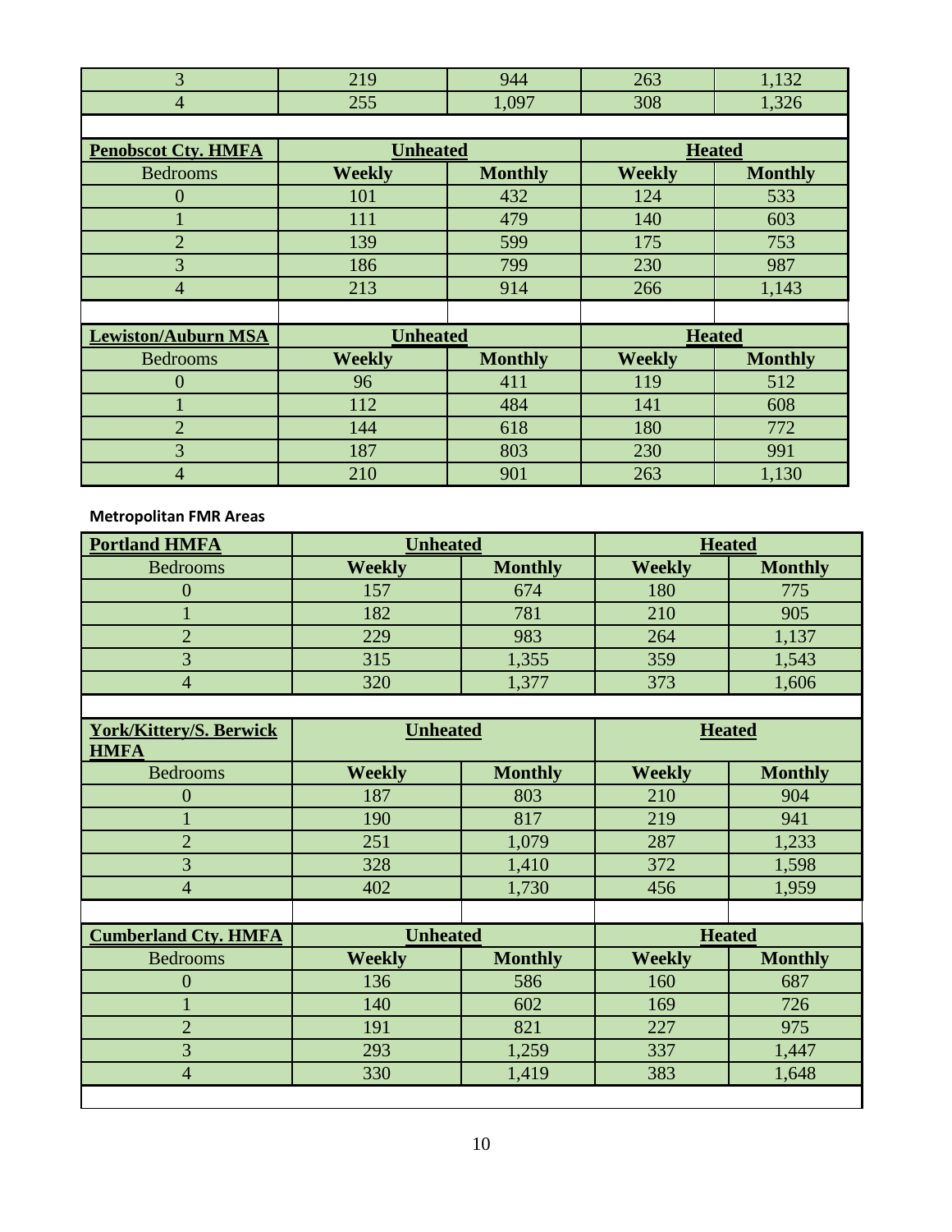| | | | | |
|---|---|---|---|---|
| 3 | 219 | 944 | 263 | 1,132 |
| 4 | 255 | 1,097 | 308 | 1,326 |

| **Penobscot Cty. HMFA** | **Unheated** | | **Heated** | |
|---|---|---|---|---|
| Bedrooms | **Weekly** | **Monthly** | **Weekly** | **Monthly** |
| 0 | 101 | 432 | 124 | 533 |
| 1 | 111 | 479 | 140 | 603 |
| 2 | 139 | 599 | 175 | 753 |
| 3 | 186 | 799 | 230 | 987 |
| 4 | 213 | 914 | 266 | 1,143 |

| **Lewiston/Auburn MSA** | **Unheated** | | **Heated** | |
|---|---|---|---|---|
| Bedrooms | **Weekly** | **Monthly** | **Weekly** | **Monthly** |
| 0 | 96 | 411 | 119 | 512 |
| 1 | 112 | 484 | 141 | 608 |
| 2 | 144 | 618 | 180 | 772 |
| 3 | 187 | 803 | 230 | 991 |
| 4 | 210 | 901 | 263 | 1,130 |

**Metropolitan FMR Areas**

| **Portland HMFA** | **Unheated** | | **Heated** | |
|---|---|---|---|---|
| Bedrooms | **Weekly** | **Monthly** | **Weekly** | **Monthly** |
| 0 | 157 | 674 | 180 | 775 |
| 1 | 182 | 781 | 210 | 905 |
| 2 | 229 | 983 | 264 | 1,137 |
| 3 | 315 | 1,355 | 359 | 1,543 |
| 4 | 320 | 1,377 | 373 | 1,606 |

| **York/Kittery/S. Berwick HMFA** | **Unheated** | | **Heated** | |
|---|---|---|---|---|
| Bedrooms | **Weekly** | **Monthly** | **Weekly** | **Monthly** |
| 0 | 187 | 803 | 210 | 904 |
| 1 | 190 | 817 | 219 | 941 |
| 2 | 251 | 1,079 | 287 | 1,233 |
| 3 | 328 | 1,410 | 372 | 1,598 |
| 4 | 402 | 1,730 | 456 | 1,959 |

| **Cumberland Cty. HMFA** | **Unheated** | | **Heated** | |
|---|---|---|---|---|
| Bedrooms | **Weekly** | **Monthly** | **Weekly** | **Monthly** |
| 0 | 136 | 586 | 160 | 687 |
| 1 | 140 | 602 | 169 | 726 |
| 2 | 191 | 821 | 227 | 975 |
| 3 | 293 | 1,259 | 337 | 1,447 |
| 4 | 330 | 1,419 | 383 | 1,648 |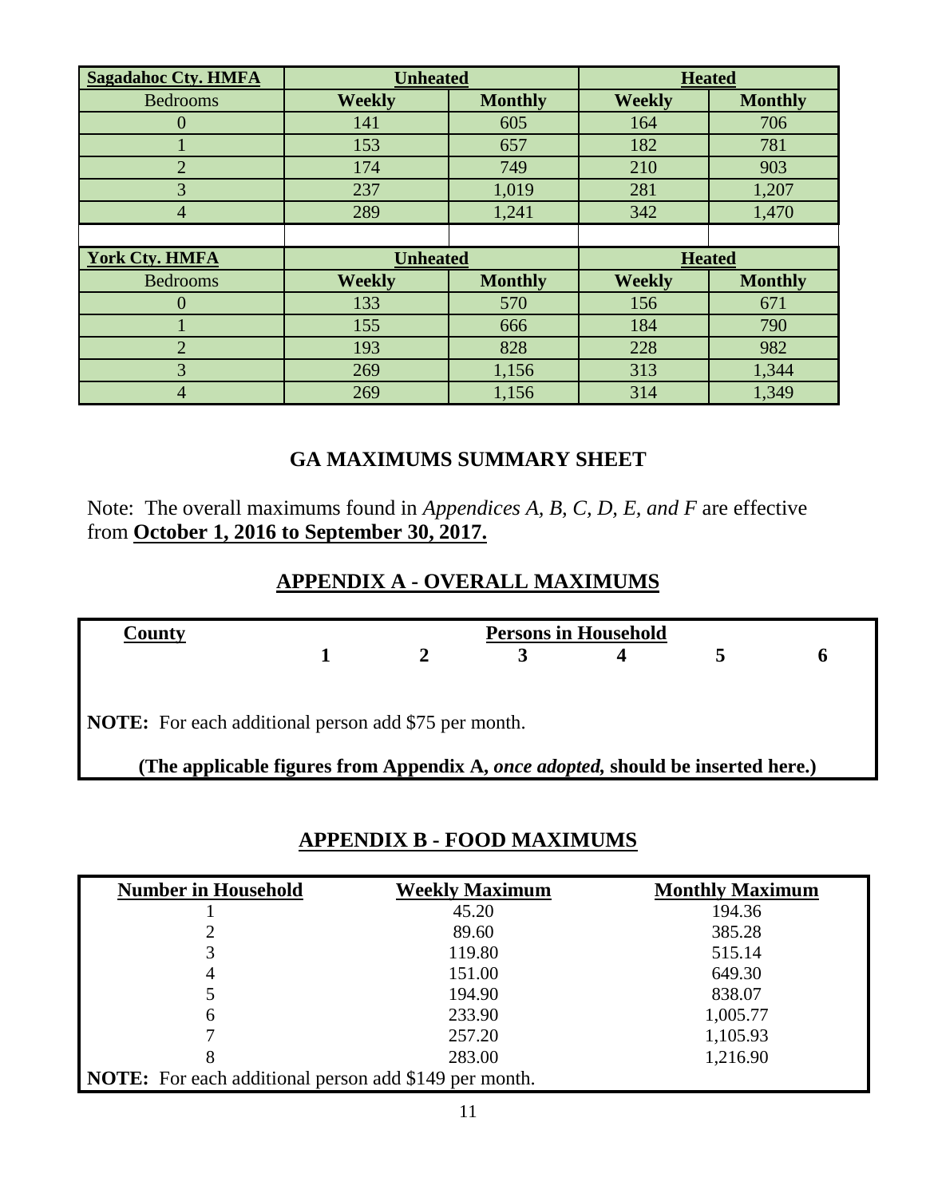| Sagadahoc Cty. HMFA | Unheated | | Heated | |
|---|---|---|---|---|
| Bedrooms | Weekly | Monthly | Weekly | Monthly |
| 0 | 141 | 605 | 164 | 706 |
| 1 | 153 | 657 | 182 | 781 |
| 2 | 174 | 749 | 210 | 903 |
| 3 | 237 | 1,019 | 281 | 1,207 |
| 4 | 289 | 1,241 | 342 | 1,470 |

| York Cty. HMFA | Unheated | | Heated | |
|---|---|---|---|---|
| Bedrooms | Weekly | Monthly | Weekly | Monthly |
| 0 | 133 | 570 | 156 | 671 |
| 1 | 155 | 666 | 184 | 790 |
| 2 | 193 | 828 | 228 | 982 |
| 3 | 269 | 1,156 | 313 | 1,344 |
| 4 | 269 | 1,156 | 314 | 1,349 |

## GA MAXIMUMS SUMMARY SHEET

Note: The overall maximums found in *Appendices A, B, C, D, E, and F* are effective from **October 1, 2016 to September 30, 2017.**

## APPENDIX A - OVERALL MAXIMUMS

| County | Persons in Household | | | | | |
|---|---|---|---|---|---|---|
| | 1 | 2 | 3 | 4 | 5 | 6 |

**NOTE:** For each additional person add $75 per month.

**(The applicable figures from Appendix A, *once adopted,* should be inserted here.)**

## APPENDIX B - FOOD MAXIMUMS

| Number in Household | Weekly Maximum | Monthly Maximum |
|---|---|---|
| 1 | 45.20 | 194.36 |
| 2 | 89.60 | 385.28 |
| 3 | 119.80 | 515.14 |
| 4 | 151.00 | 649.30 |
| 5 | 194.90 | 838.07 |
| 6 | 233.90 | 1,005.77 |
| 7 | 257.20 | 1,105.93 |
| 8 | 283.00 | 1,216.90 |

**NOTE:** For each additional person add $149 per month.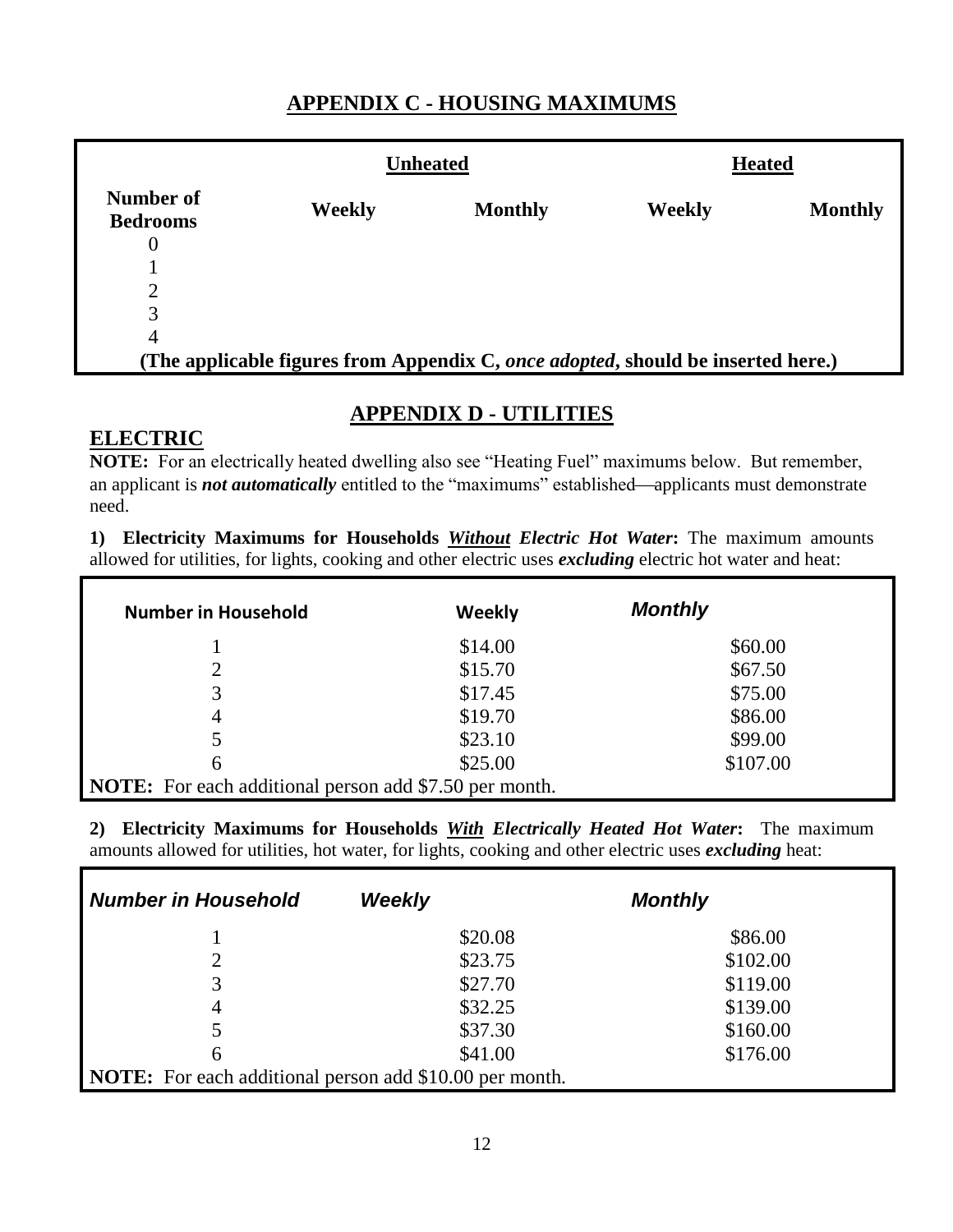## APPENDIX C - HOUSING MAXIMUMS

| | Unheated | | Heated | |
|---|---|---|---|---|
| **Number of Bedrooms** | **Weekly** | **Monthly** | **Weekly** | **Monthly** |
| 0 | | | | |
| 1 | | | | |
| 2 | | | | |
| 3 | | | | |
| 4 | | | | |

**(The applicable figures from Appendix C, *once adopted*, should be inserted here.)**

## APPENDIX D - UTILITIES

### ELECTRIC

**NOTE:** For an electrically heated dwelling also see "Heating Fuel" maximums below. But remember, an applicant is ***not automatically*** entitled to the "maximums" established—applicants must demonstrate need.

**1) Electricity Maximums for Households *Without* Electric Hot Water:** The maximum amounts allowed for utilities, for lights, cooking and other electric uses ***excluding*** electric hot water and heat:

| Number in Household | Weekly | Monthly |
|---|---|---|
| 1 | $14.00 | $60.00 |
| 2 | $15.70 | $67.50 |
| 3 | $17.45 | $75.00 |
| 4 | $19.70 | $86.00 |
| 5 | $23.10 | $99.00 |
| 6 | $25.00 | $107.00 |

**NOTE:** For each additional person add $7.50 per month.

**2) Electricity Maximums for Households *With* Electrically Heated Hot Water:** The maximum amounts allowed for utilities, hot water, for lights, cooking and other electric uses ***excluding*** heat:

| *Number in Household* | *Weekly* | *Monthly* |
|---|---|---|
| 1 | $20.08 | $86.00 |
| 2 | $23.75 | $102.00 |
| 3 | $27.70 | $119.00 |
| 4 | $32.25 | $139.00 |
| 5 | $37.30 | $160.00 |
| 6 | $41.00 | $176.00 |

**NOTE:** For each additional person add $10.00 per month.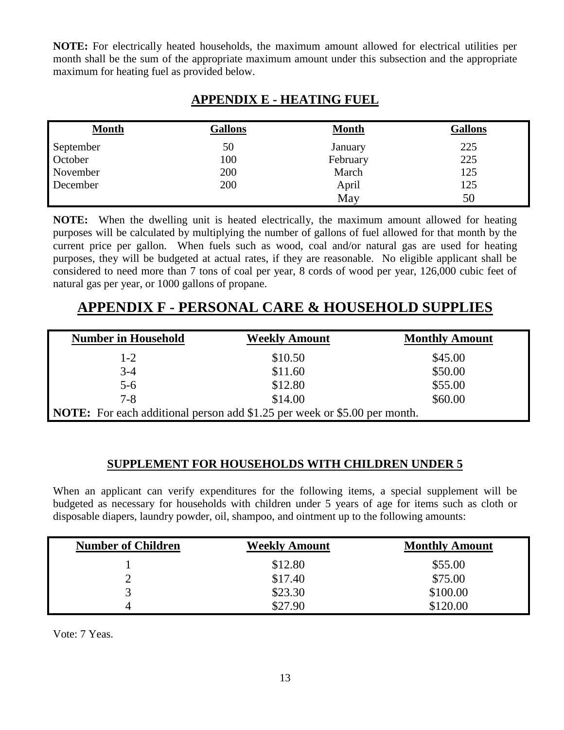**NOTE:** For electrically heated households, the maximum amount allowed for electrical utilities per month shall be the sum of the appropriate maximum amount under this subsection and the appropriate maximum for heating fuel as provided below.

## APPENDIX E - HEATING FUEL

| Month | Gallons | Month | Gallons |
|---|---|---|---|
| September | 50 | January | 225 |
| October | 100 | February | 225 |
| November | 200 | March | 125 |
| December | 200 | April | 125 |
| | | May | 50 |

**NOTE:** When the dwelling unit is heated electrically, the maximum amount allowed for heating purposes will be calculated by multiplying the number of gallons of fuel allowed for that month by the current price per gallon. When fuels such as wood, coal and/or natural gas are used for heating purposes, they will be budgeted at actual rates, if they are reasonable. No eligible applicant shall be considered to need more than 7 tons of coal per year, 8 cords of wood per year, 126,000 cubic feet of natural gas per year, or 1000 gallons of propane.

# APPENDIX F - PERSONAL CARE & HOUSEHOLD SUPPLIES

| Number in Household | Weekly Amount | Monthly Amount |
|---|---|---|
| 1-2 | \$10.50 | \$45.00 |
| 3-4 | \$11.60 | \$50.00 |
| 5-6 | \$12.80 | \$55.00 |
| 7-8 | \$14.00 | \$60.00 |
| **NOTE:** For each additional person add \$1.25 per week or \$5.00 per month. | | |

### SUPPLEMENT FOR HOUSEHOLDS WITH CHILDREN UNDER 5

When an applicant can verify expenditures for the following items, a special supplement will be budgeted as necessary for households with children under 5 years of age for items such as cloth or disposable diapers, laundry powder, oil, shampoo, and ointment up to the following amounts:

| Number of Children | Weekly Amount | Monthly Amount |
|---|---|---|
| 1 | \$12.80 | \$55.00 |
| 2 | \$17.40 | \$75.00 |
| 3 | \$23.30 | \$100.00 |
| 4 | \$27.90 | \$120.00 |

Vote: 7 Yeas.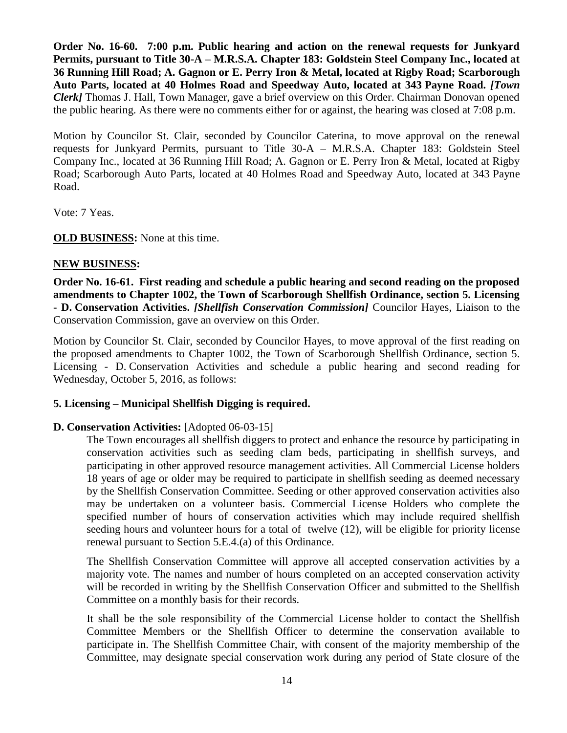**Order No. 16-60. 7:00 p.m. Public hearing and action on the renewal requests for Junkyard Permits, pursuant to Title 30-A – M.R.S.A. Chapter 183: Goldstein Steel Company Inc., located at 36 Running Hill Road; A. Gagnon or E. Perry Iron & Metal, located at Rigby Road; Scarborough Auto Parts, located at 40 Holmes Road and Speedway Auto, located at 343 Payne Road.** ***[Town Clerk]*** Thomas J. Hall, Town Manager, gave a brief overview on this Order. Chairman Donovan opened the public hearing. As there were no comments either for or against, the hearing was closed at 7:08 p.m.

Motion by Councilor St. Clair, seconded by Councilor Caterina, to move approval on the renewal requests for Junkyard Permits, pursuant to Title 30-A – M.R.S.A. Chapter 183: Goldstein Steel Company Inc., located at 36 Running Hill Road; A. Gagnon or E. Perry Iron & Metal, located at Rigby Road; Scarborough Auto Parts, located at 40 Holmes Road and Speedway Auto, located at 343 Payne Road.

Vote: 7 Yeas.

**OLD BUSINESS:** None at this time.

**NEW BUSINESS:**

**Order No. 16-61. First reading and schedule a public hearing and second reading on the proposed amendments to Chapter 1002, the Town of Scarborough Shellfish Ordinance, section 5. Licensing - D. Conservation Activities.** ***[Shellfish Conservation Commission]*** Councilor Hayes, Liaison to the Conservation Commission, gave an overview on this Order.

Motion by Councilor St. Clair, seconded by Councilor Hayes, to move approval of the first reading on the proposed amendments to Chapter 1002, the Town of Scarborough Shellfish Ordinance, section 5. Licensing - D. Conservation Activities and schedule a public hearing and second reading for Wednesday, October 5, 2016, as follows:

**5. Licensing – Municipal Shellfish Digging is required.**

**D. Conservation Activities:** [Adopted 06-03-15]

The Town encourages all shellfish diggers to protect and enhance the resource by participating in conservation activities such as seeding clam beds, participating in shellfish surveys, and participating in other approved resource management activities. All Commercial License holders 18 years of age or older may be required to participate in shellfish seeding as deemed necessary by the Shellfish Conservation Committee. Seeding or other approved conservation activities also may be undertaken on a volunteer basis. Commercial License Holders who complete the specified number of hours of conservation activities which may include required shellfish seeding hours and volunteer hours for a total of twelve (12), will be eligible for priority license renewal pursuant to Section 5.E.4.(a) of this Ordinance.

The Shellfish Conservation Committee will approve all accepted conservation activities by a majority vote. The names and number of hours completed on an accepted conservation activity will be recorded in writing by the Shellfish Conservation Officer and submitted to the Shellfish Committee on a monthly basis for their records.

It shall be the sole responsibility of the Commercial License holder to contact the Shellfish Committee Members or the Shellfish Officer to determine the conservation available to participate in. The Shellfish Committee Chair, with consent of the majority membership of the Committee, may designate special conservation work during any period of State closure of the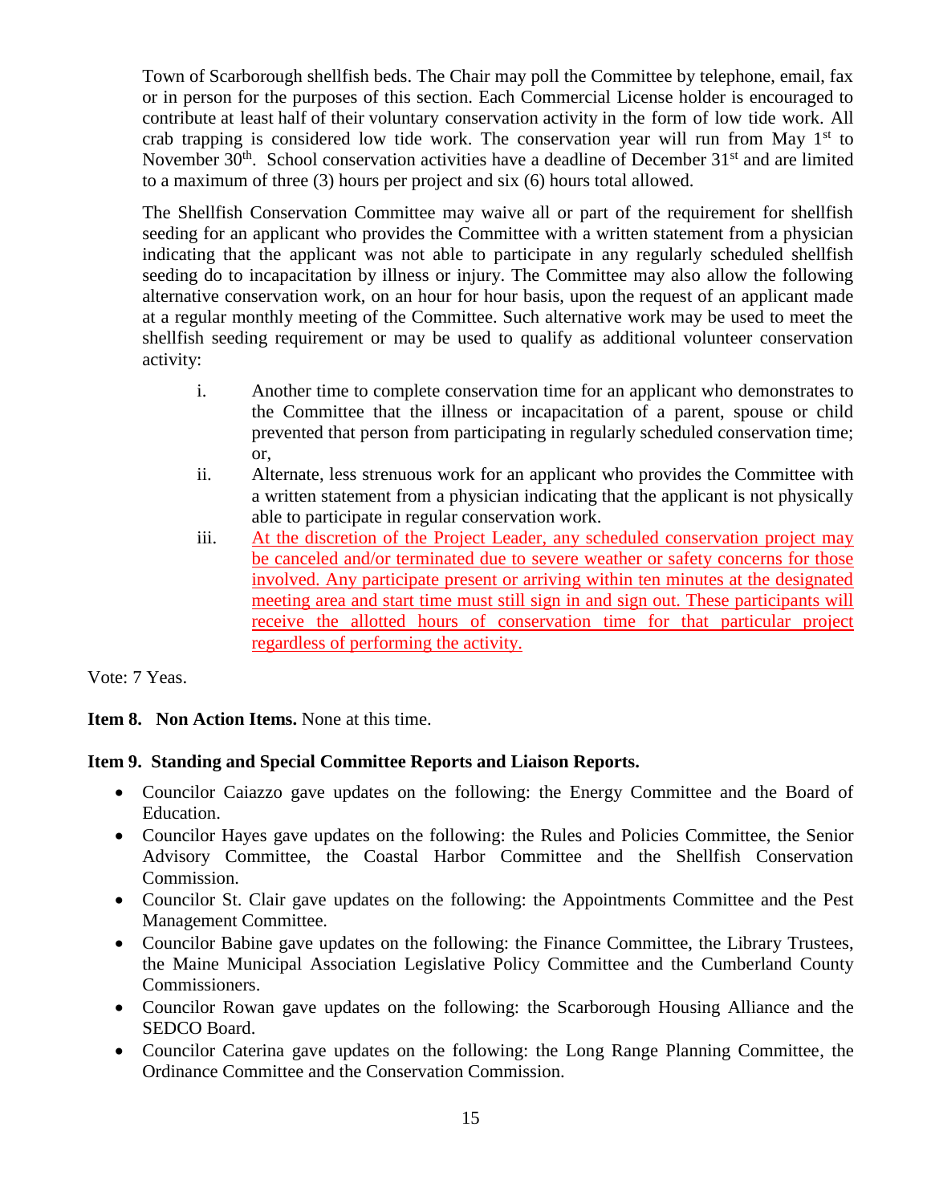Town of Scarborough shellfish beds. The Chair may poll the Committee by telephone, email, fax or in person for the purposes of this section. Each Commercial License holder is encouraged to contribute at least half of their voluntary conservation activity in the form of low tide work. All crab trapping is considered low tide work. The conservation year will run from May 1st to November 30th. School conservation activities have a deadline of December 31st and are limited to a maximum of three (3) hours per project and six (6) hours total allowed.

The Shellfish Conservation Committee may waive all or part of the requirement for shellfish seeding for an applicant who provides the Committee with a written statement from a physician indicating that the applicant was not able to participate in any regularly scheduled shellfish seeding do to incapacitation by illness or injury. The Committee may also allow the following alternative conservation work, on an hour for hour basis, upon the request of an applicant made at a regular monthly meeting of the Committee. Such alternative work may be used to meet the shellfish seeding requirement or may be used to qualify as additional volunteer conservation activity:

i. Another time to complete conservation time for an applicant who demonstrates to the Committee that the illness or incapacitation of a parent, spouse or child prevented that person from participating in regularly scheduled conservation time; or,

ii. Alternate, less strenuous work for an applicant who provides the Committee with a written statement from a physician indicating that the applicant is not physically able to participate in regular conservation work.

iii. At the discretion of the Project Leader, any scheduled conservation project may be canceled and/or terminated due to severe weather or safety concerns for those involved. Any participate present or arriving within ten minutes at the designated meeting area and start time must still sign in and sign out. These participants will receive the allotted hours of conservation time for that particular project regardless of performing the activity.

Vote: 7 Yeas.

**Item 8. Non Action Items.** None at this time.

**Item 9. Standing and Special Committee Reports and Liaison Reports.**

- Councilor Caiazzo gave updates on the following: the Energy Committee and the Board of Education.
- Councilor Hayes gave updates on the following: the Rules and Policies Committee, the Senior Advisory Committee, the Coastal Harbor Committee and the Shellfish Conservation Commission.
- Councilor St. Clair gave updates on the following: the Appointments Committee and the Pest Management Committee.
- Councilor Babine gave updates on the following: the Finance Committee, the Library Trustees, the Maine Municipal Association Legislative Policy Committee and the Cumberland County Commissioners.
- Councilor Rowan gave updates on the following: the Scarborough Housing Alliance and the SEDCO Board.
- Councilor Caterina gave updates on the following: the Long Range Planning Committee, the Ordinance Committee and the Conservation Commission.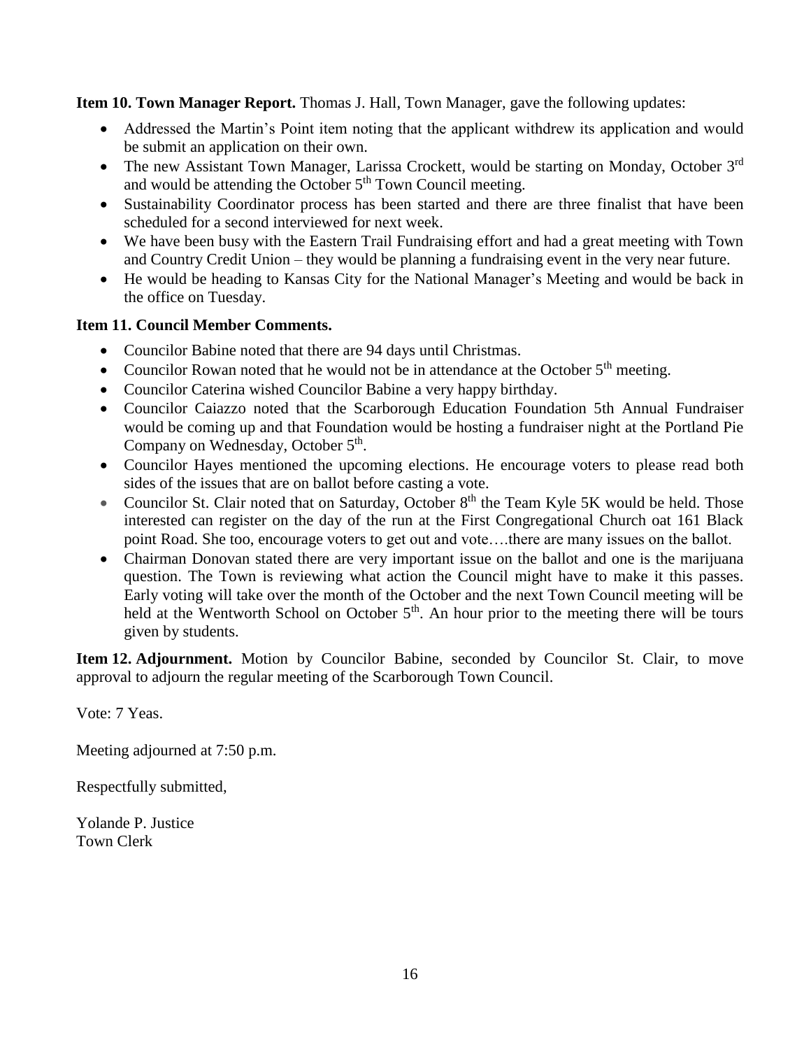**Item 10. Town Manager Report.** Thomas J. Hall, Town Manager, gave the following updates:

- Addressed the Martin's Point item noting that the applicant withdrew its application and would be submit an application on their own.
- The new Assistant Town Manager, Larissa Crockett, would be starting on Monday, October 3rd and would be attending the October 5th Town Council meeting.
- Sustainability Coordinator process has been started and there are three finalist that have been scheduled for a second interviewed for next week.
- We have been busy with the Eastern Trail Fundraising effort and had a great meeting with Town and Country Credit Union – they would be planning a fundraising event in the very near future.
- He would be heading to Kansas City for the National Manager's Meeting and would be back in the office on Tuesday.

**Item 11. Council Member Comments.**

- Councilor Babine noted that there are 94 days until Christmas.
- Councilor Rowan noted that he would not be in attendance at the October 5th meeting.
- Councilor Caterina wished Councilor Babine a very happy birthday.
- Councilor Caiazzo noted that the Scarborough Education Foundation 5th Annual Fundraiser would be coming up and that Foundation would be hosting a fundraiser night at the Portland Pie Company on Wednesday, October 5th.
- Councilor Hayes mentioned the upcoming elections. He encourage voters to please read both sides of the issues that are on ballot before casting a vote.
- Councilor St. Clair noted that on Saturday, October 8th the Team Kyle 5K would be held. Those interested can register on the day of the run at the First Congregational Church oat 161 Black point Road. She too, encourage voters to get out and vote….there are many issues on the ballot.
- Chairman Donovan stated there are very important issue on the ballot and one is the marijuana question. The Town is reviewing what action the Council might have to make it this passes. Early voting will take over the month of the October and the next Town Council meeting will be held at the Wentworth School on October 5th. An hour prior to the meeting there will be tours given by students.

**Item 12. Adjournment.** Motion by Councilor Babine, seconded by Councilor St. Clair, to move approval to adjourn the regular meeting of the Scarborough Town Council.

Vote: 7 Yeas.

Meeting adjourned at 7:50 p.m.

Respectfully submitted,

Yolande P. Justice
Town Clerk